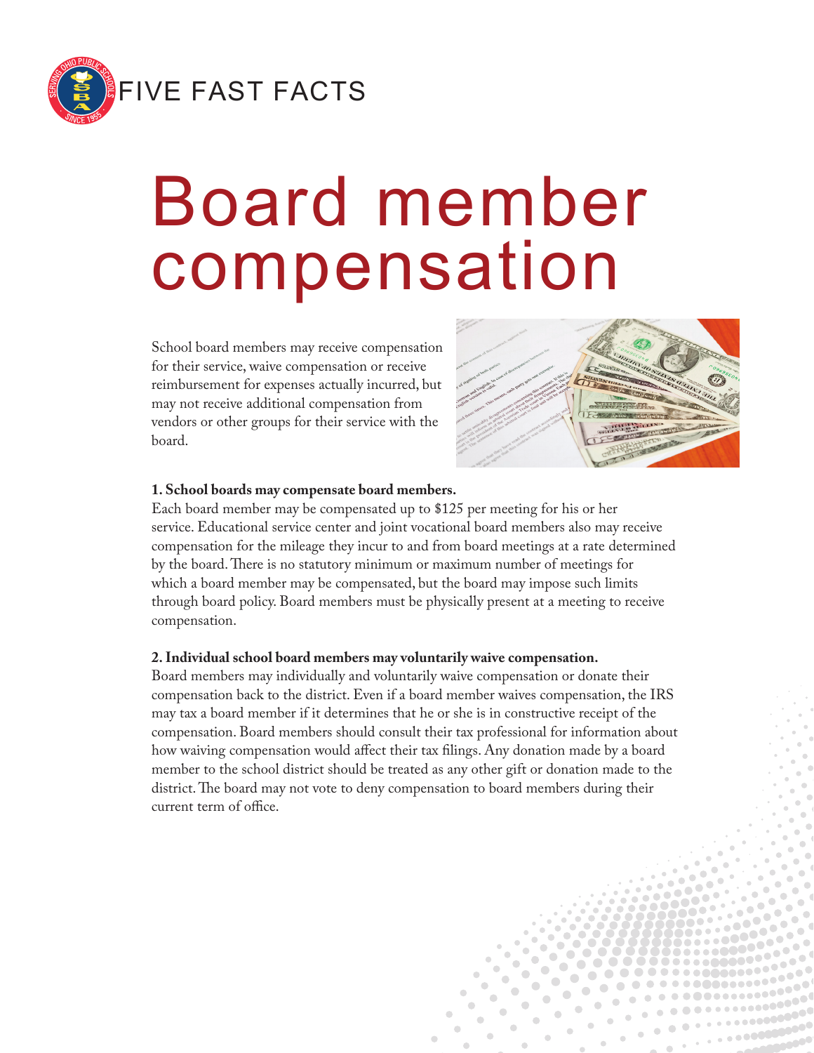FIVE FAST FACTS

# Board member compensation

School board members may receive compensation for their service, waive compensation or receive reimbursement for expenses actually incurred, but may not receive additional compensation from vendors or other groups for their service with the board.

**1. School boards may compensate board members.**

Each board member may be compensated up to $125 per meeting for his or her service. Educational service center and joint vocational board members also may receive compensation for the mileage they incur to and from board meetings at a rate determined by the board. There is no statutory minimum or maximum number of meetings for which a board member may be compensated, but the board may impose such limits through board policy. Board members must be physically present at a meeting to receive compensation.

**2. Individual school board members may voluntarily waive compensation.**

Board members may individually and voluntarily waive compensation or donate their compensation back to the district. Even if a board member waives compensation, the IRS may tax a board member if it determines that he or she is in constructive receipt of the compensation. Board members should consult their tax professional for information about how waiving compensation would affect their tax filings. Any donation made by a board member to the school district should be treated as any other gift or donation made to the district. The board may not vote to deny compensation to board members during their current term of office.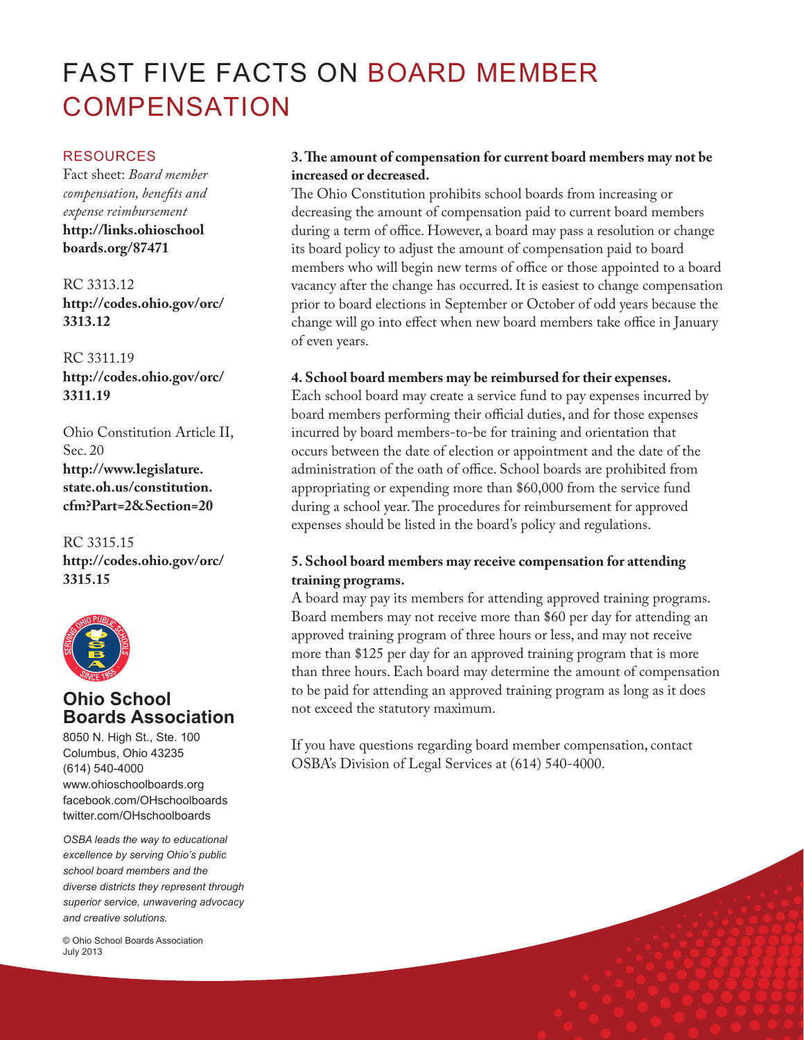# FAST FIVE FACTS ON BOARD MEMBER COMPENSATION

**3. The amount of compensation for current board members may not be increased or decreased.**

The Ohio Constitution prohibits school boards from increasing or decreasing the amount of compensation paid to current board members during a term of office. However, a board may pass a resolution or change its board policy to adjust the amount of compensation paid to board members who will begin new terms of office or those appointed to a board vacancy after the change has occurred. It is easiest to change compensation prior to board elections in September or October of odd years because the change will go into effect when new board members take office in January of even years.

**4. School board members may be reimbursed for their expenses.**

Each school board may create a service fund to pay expenses incurred by board members performing their official duties, and for those expenses incurred by board members-to-be for training and orientation that occurs between the date of election or appointment and the date of the administration of the oath of office. School boards are prohibited from appropriating or expending more than $60,000 from the service fund during a school year. The procedures for reimbursement for approved expenses should be listed in the board's policy and regulations.

**5. School board members may receive compensation for attending training programs.**

A board may pay its members for attending approved training programs. Board members may not receive more than $60 per day for attending an approved training program of three hours or less, and may not receive more than $125 per day for an approved training program that is more than three hours. Each board may determine the amount of compensation to be paid for attending an approved training program as long as it does not exceed the statutory maximum.

If you have questions regarding board member compensation, contact OSBA's Division of Legal Services at (614) 540-4000.

## RESOURCES

Fact sheet: *Board member compensation, benefits and expense reimbursement*
**http://links.ohioschoolboards.org/87471**

RC 3313.12
**http://codes.ohio.gov/orc/3313.12**

RC 3311.19
**http://codes.ohio.gov/orc/3311.19**

Ohio Constitution Article II, Sec. 20
**http://www.legislature.state.oh.us/constitution.cfm?Part=2&Section=20**

RC 3315.15
**http://codes.ohio.gov/orc/3315.15**

**Ohio School Boards Association**

8050 N. High St., Ste. 100
Columbus, Ohio 43235
(614) 540-4000
www.ohioschoolboards.org
facebook.com/OHschoolboards
twitter.com/OHschoolboards

*OSBA leads the way to educational excellence by serving Ohio's public school board members and the diverse districts they represent through superior service, unwavering advocacy and creative solutions.*

© Ohio School Boards Association
July 2013